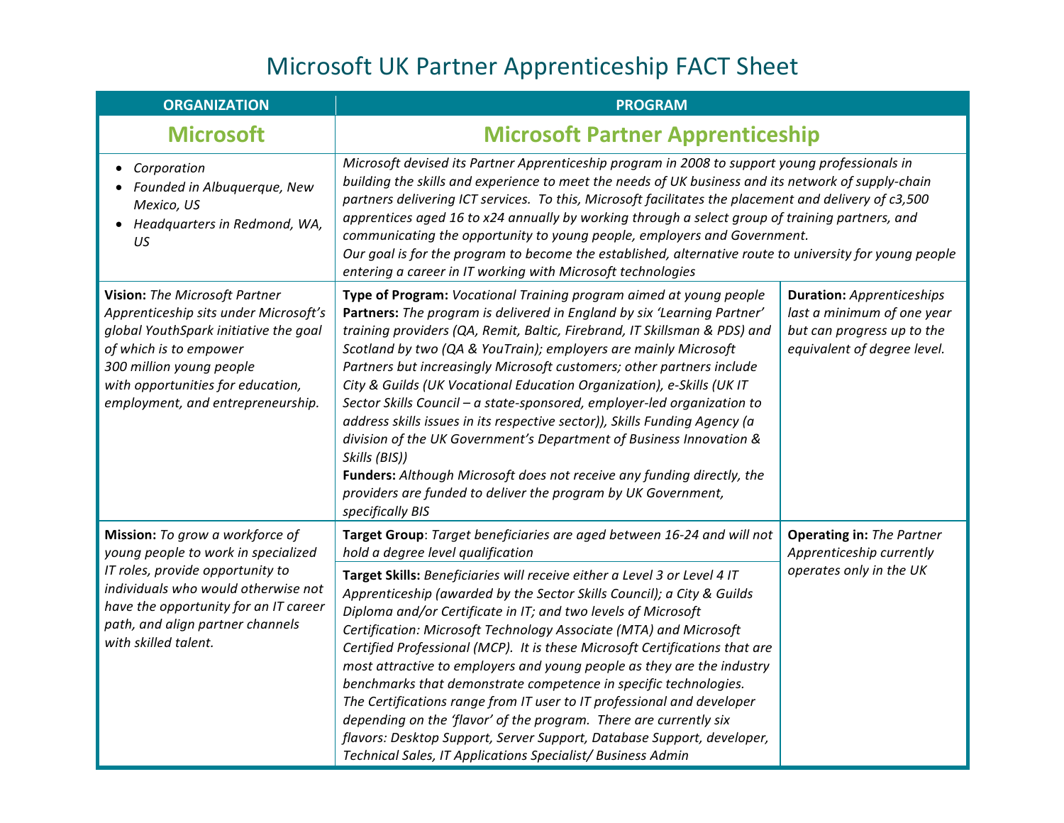# Microsoft UK Partner Apprenticeship FACT Sheet

| ORGANIZATION | PROGRAM | |
|---|---|---|
| **Microsoft** | **Microsoft Partner Apprenticeship** | |
| • *Corporation*<br>• *Founded in Albuquerque, New Mexico, US*<br>• *Headquarters in Redmond, WA, US* | *Microsoft devised its Partner Apprenticeship program in 2008 to support young professionals in building the skills and experience to meet the needs of UK business and its network of supply-chain partners delivering ICT services. To this, Microsoft facilitates the placement and delivery of c3,500 apprentices aged 16 to x24 annually by working through a select group of training partners, and communicating the opportunity to young people, employers and Government.*<br>*Our goal is for the program to become the established, alternative route to university for young people entering a career in IT working with Microsoft technologies* | |
| **Vision:** *The Microsoft Partner Apprenticeship sits under Microsoft's global YouthSpark initiative the goal of which is to empower 300 million young people with opportunities for education, employment, and entrepreneurship.* | **Type of Program:** *Vocational Training program aimed at young people*<br>**Partners:** *The program is delivered in England by six 'Learning Partner' training providers (QA, Remit, Baltic, Firebrand, IT Skillsman & PDS) and Scotland by two (QA & YouTrain); employers are mainly Microsoft Partners but increasingly Microsoft customers; other partners include City & Guilds (UK Vocational Education Organization), e-Skills (UK IT Sector Skills Council – a state-sponsored, employer-led organization to address skills issues in its respective sector)), Skills Funding Agency (a division of the UK Government's Department of Business Innovation & Skills (BIS))*<br>**Funders:** *Although Microsoft does not receive any funding directly, the providers are funded to deliver the program by UK Government, specifically BIS* | **Duration:** *Apprenticeships last a minimum of one year but can progress up to the equivalent of degree level.* |
| **Mission:** *To grow a workforce of young people to work in specialized IT roles, provide opportunity to individuals who would otherwise not have the opportunity for an IT career path, and align partner channels with skilled talent.* | **Target Group**: *Target beneficiaries are aged between 16-24 and will not hold a degree level qualification*<br><br>**Target Skills:** *Beneficiaries will receive either a Level 3 or Level 4 IT Apprenticeship (awarded by the Sector Skills Council); a City & Guilds Diploma and/or Certificate in IT; and two levels of Microsoft Certification: Microsoft Technology Associate (MTA) and Microsoft Certified Professional (MCP). It is these Microsoft Certifications that are most attractive to employers and young people as they are the industry benchmarks that demonstrate competence in specific technologies. The Certifications range from IT user to IT professional and developer depending on the 'flavor' of the program. There are currently six flavors: Desktop Support, Server Support, Database Support, developer, Technical Sales, IT Applications Specialist/ Business Admin* | **Operating in:** *The Partner Apprenticeship currently operates only in the UK* |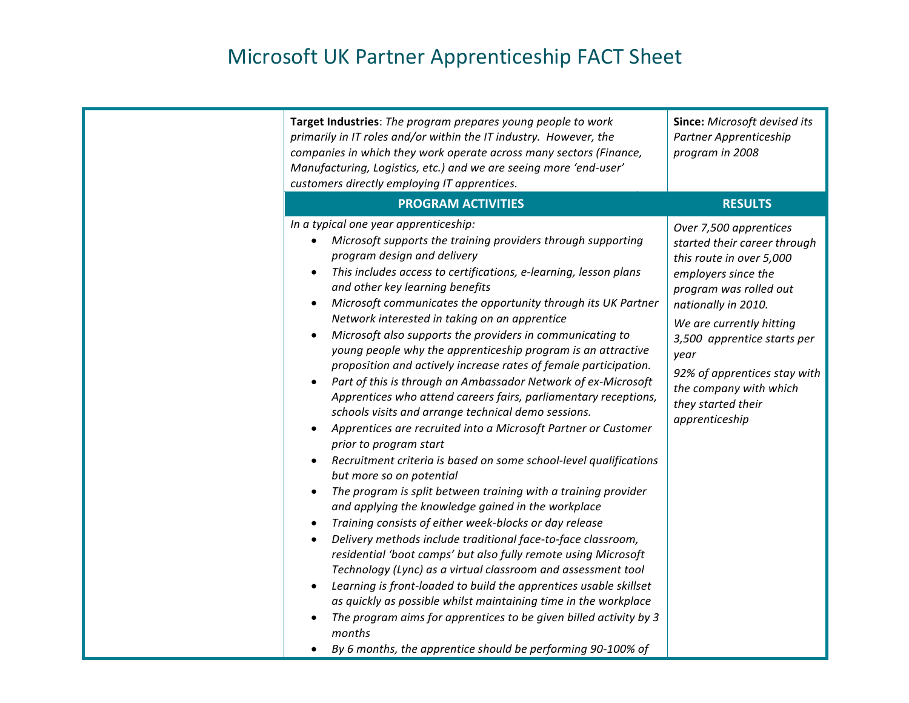# Microsoft UK Partner Apprenticeship FACT Sheet

| | | |
|---|---|---|
| | **Target Industries**: *The program prepares young people to work primarily in IT roles and/or within the IT industry. However, the companies in which they work operate across many sectors (Finance, Manufacturing, Logistics, etc.) and we are seeing more 'end-user' customers directly employing IT apprentices.* | **Since:** *Microsoft devised its Partner Apprenticeship program in 2008* |
| | **PROGRAM ACTIVITIES** | **RESULTS** |
| | *In a typical one year apprenticeship:*<br>• *Microsoft supports the training providers through supporting program design and delivery*<br>• *This includes access to certifications, e-learning, lesson plans and other key learning benefits*<br>• *Microsoft communicates the opportunity through its UK Partner Network interested in taking on an apprentice*<br>• *Microsoft also supports the providers in communicating to young people why the apprenticeship program is an attractive proposition and actively increase rates of female participation.*<br>• *Part of this is through an Ambassador Network of ex-Microsoft Apprentices who attend careers fairs, parliamentary receptions, schools visits and arrange technical demo sessions.*<br>• *Apprentices are recruited into a Microsoft Partner or Customer prior to program start*<br>• *Recruitment criteria is based on some school-level qualifications but more so on potential*<br>• *The program is split between training with a training provider and applying the knowledge gained in the workplace*<br>• *Training consists of either week-blocks or day release*<br>• *Delivery methods include traditional face-to-face classroom, residential 'boot camps' but also fully remote using Microsoft Technology (Lync) as a virtual classroom and assessment tool*<br>• *Learning is front-loaded to build the apprentices usable skillset as quickly as possible whilst maintaining time in the workplace*<br>• *The program aims for apprentices to be given billed activity by 3 months*<br>• *By 6 months, the apprentice should be performing 90-100% of* | *Over 7,500 apprentices started their career through this route in over 5,000 employers since the program was rolled out nationally in 2010.*<br>*We are currently hitting 3,500 apprentice starts per year*<br>*92% of apprentices stay with the company with which they started their apprenticeship* |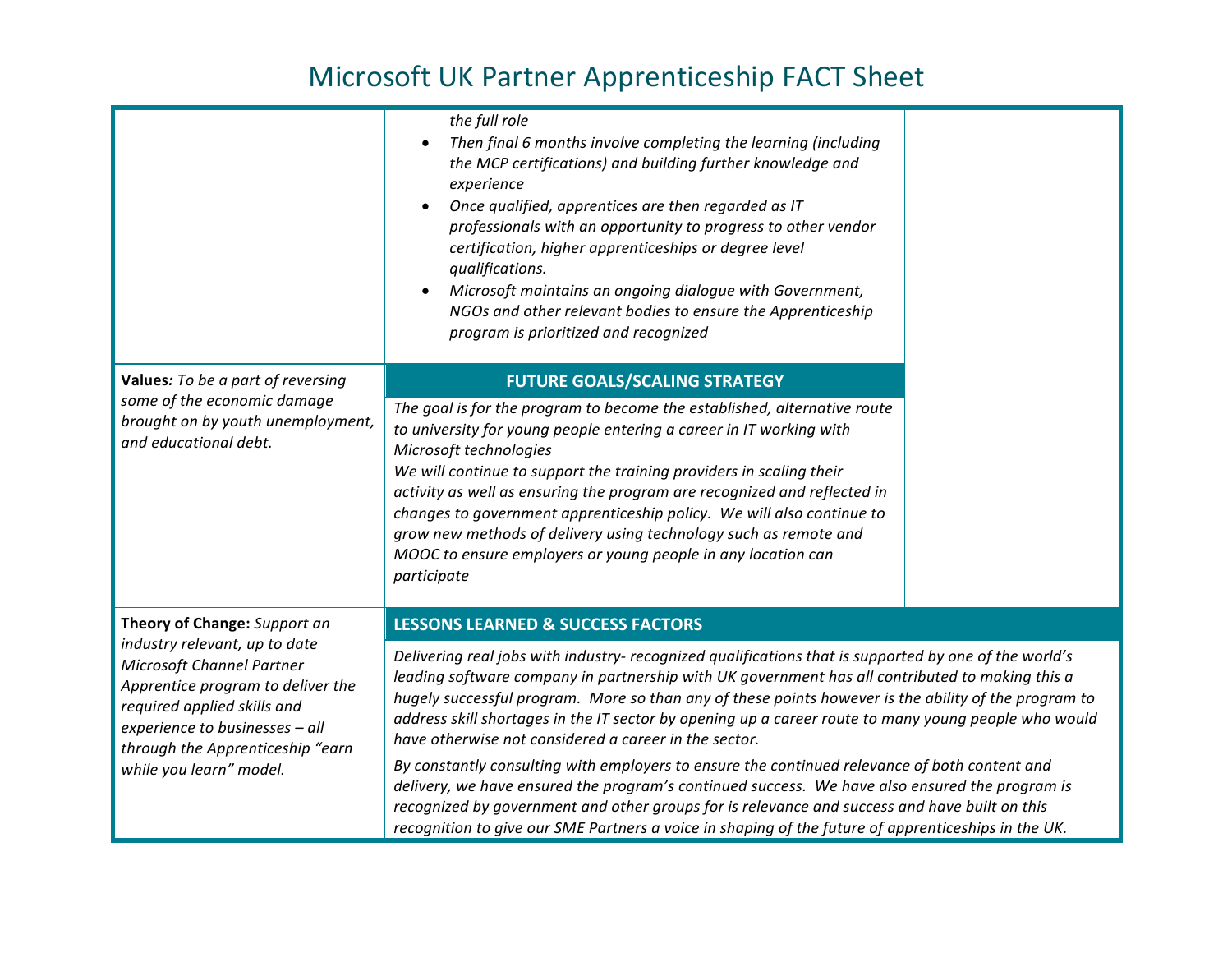# Microsoft UK Partner Apprenticeship FACT Sheet

*the full role*

- *Then final 6 months involve completing the learning (including the MCP certifications) and building further knowledge and experience*
- *Once qualified, apprentices are then regarded as IT professionals with an opportunity to progress to other vendor certification, higher apprenticeships or degree level qualifications.*
- *Microsoft maintains an ongoing dialogue with Government, NGOs and other relevant bodies to ensure the Apprenticeship program is prioritized and recognized*

**Values***: To be a part of reversing some of the economic damage brought on by youth unemployment, and educational debt.*

## FUTURE GOALS/SCALING STRATEGY

*The goal is for the program to become the established, alternative route to university for young people entering a career in IT working with Microsoft technologies*

*We will continue to support the training providers in scaling their activity as well as ensuring the program are recognized and reflected in changes to government apprenticeship policy. We will also continue to grow new methods of delivery using technology such as remote and MOOC to ensure employers or young people in any location can participate*

**Theory of Change:** *Support an industry relevant, up to date Microsoft Channel Partner Apprentice program to deliver the required applied skills and experience to businesses – all through the Apprenticeship "earn while you learn" model.*

## LESSONS LEARNED & SUCCESS FACTORS

*Delivering real jobs with industry- recognized qualifications that is supported by one of the world's leading software company in partnership with UK government has all contributed to making this a hugely successful program. More so than any of these points however is the ability of the program to address skill shortages in the IT sector by opening up a career route to many young people who would have otherwise not considered a career in the sector.*

*By constantly consulting with employers to ensure the continued relevance of both content and delivery, we have ensured the program's continued success. We have also ensured the program is recognized by government and other groups for is relevance and success and have built on this recognition to give our SME Partners a voice in shaping of the future of apprenticeships in the UK.*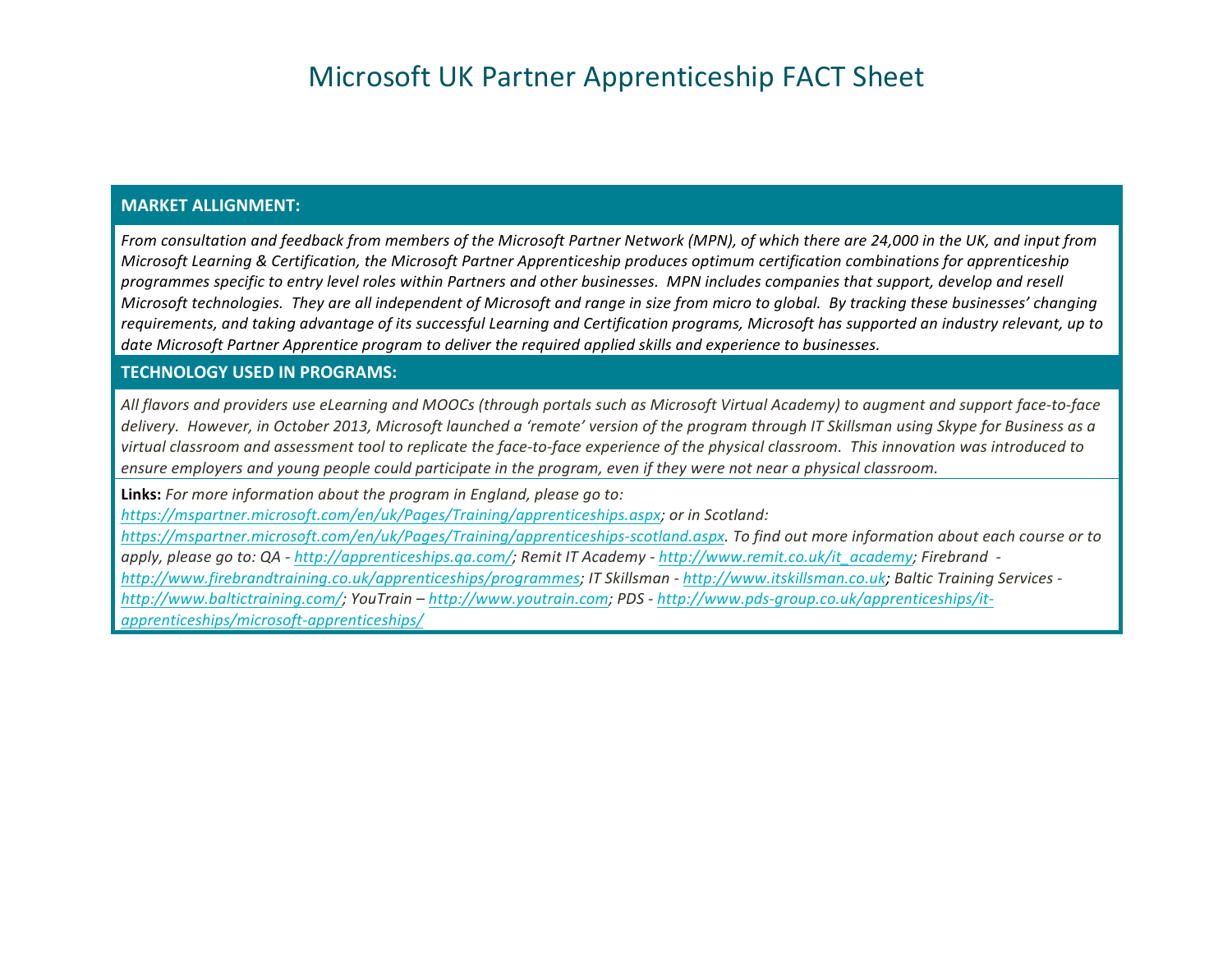# Microsoft UK Partner Apprenticeship FACT Sheet

## MARKET ALLIGNMENT:

*From consultation and feedback from members of the Microsoft Partner Network (MPN), of which there are 24,000 in the UK, and input from Microsoft Learning & Certification, the Microsoft Partner Apprenticeship produces optimum certification combinations for apprenticeship programmes specific to entry level roles within Partners and other businesses. MPN includes companies that support, develop and resell Microsoft technologies. They are all independent of Microsoft and range in size from micro to global. By tracking these businesses' changing requirements, and taking advantage of its successful Learning and Certification programs, Microsoft has supported an industry relevant, up to date Microsoft Partner Apprentice program to deliver the required applied skills and experience to businesses.*

## TECHNOLOGY USED IN PROGRAMS:

*All flavors and providers use eLearning and MOOCs (through portals such as Microsoft Virtual Academy) to augment and support face-to-face delivery. However, in October 2013, Microsoft launched a 'remote' version of the program through IT Skillsman using Skype for Business as a virtual classroom and assessment tool to replicate the face-to-face experience of the physical classroom. This innovation was introduced to ensure employers and young people could participate in the program, even if they were not near a physical classroom.*

**Links:** *For more information about the program in England, please go to: https://mspartner.microsoft.com/en/uk/Pages/Training/apprenticeships.aspx; or in Scotland: https://mspartner.microsoft.com/en/uk/Pages/Training/apprenticeships-scotland.aspx. To find out more information about each course or to apply, please go to: QA - http://apprenticeships.qa.com/; Remit IT Academy - http://www.remit.co.uk/it_academy; Firebrand - http://www.firebrandtraining.co.uk/apprenticeships/programmes; IT Skillsman - http://www.itskillsman.co.uk; Baltic Training Services - http://www.baltictraining.com/; YouTrain – http://www.youtrain.com; PDS - http://www.pds-group.co.uk/apprenticeships/it-apprenticeships/microsoft-apprenticeships/*